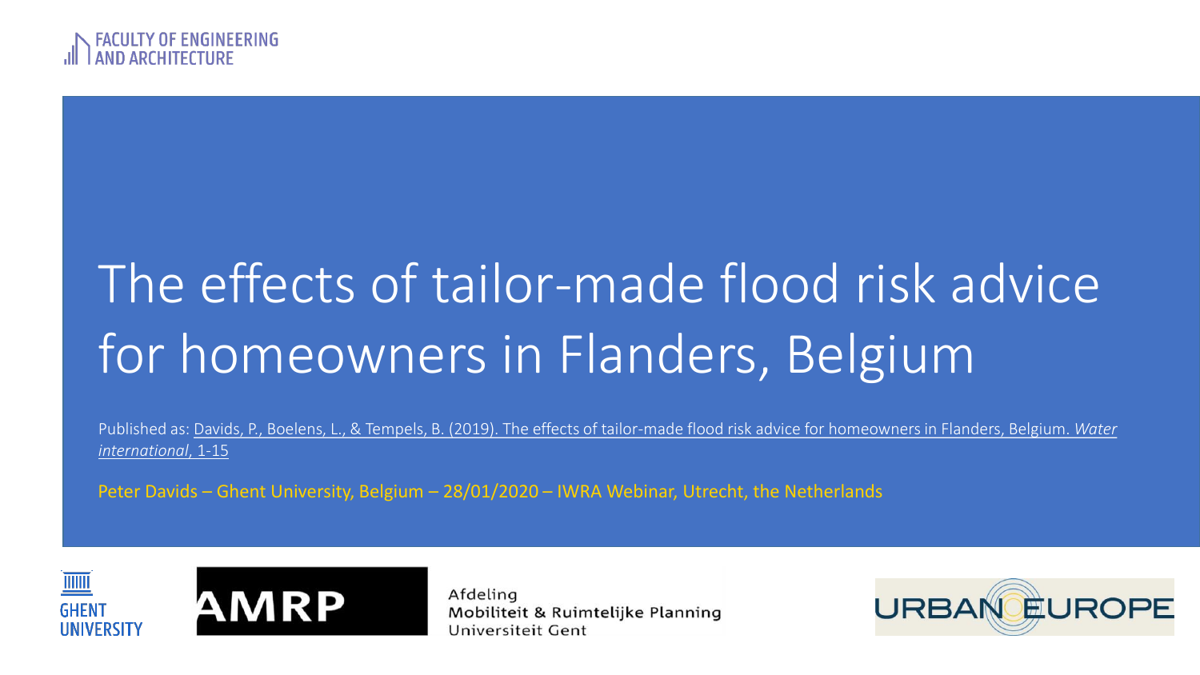FACULTY OF ENGINEERING AND ARCHITECTURE

# The effects of tailor-made flood risk advice for homeowners in Flanders, Belgium

Published as: Davids, P., Boelens, L., & Tempels, B. (2019). The effects of tailor-made flood risk advice for homeowners in Flanders, Belgium. *Water international*, 1-15

Peter Davids – Ghent University, Belgium – 28/01/2020 – IWRA Webinar, Utrecht, the Netherlands

GHENT UNIVERSITY

AMRP

Afdeling Mobiliteit & Ruimtelijke Planning Universiteit Gent

URBAN EUROPE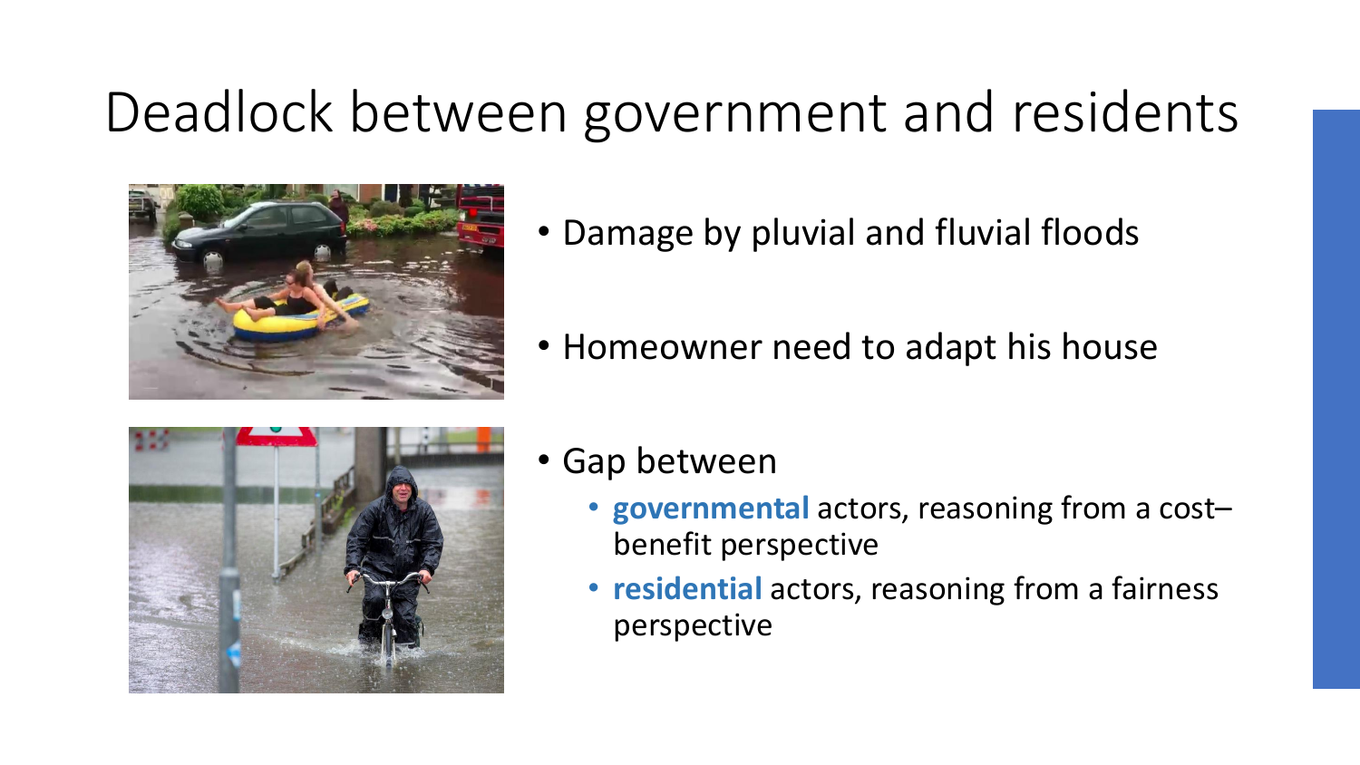# Deadlock between government and residents

- Damage by pluvial and fluvial floods
- Homeowner need to adapt his house
- Gap between
  - **governmental** actors, reasoning from a cost–benefit perspective
  - **residential** actors, reasoning from a fairness perspective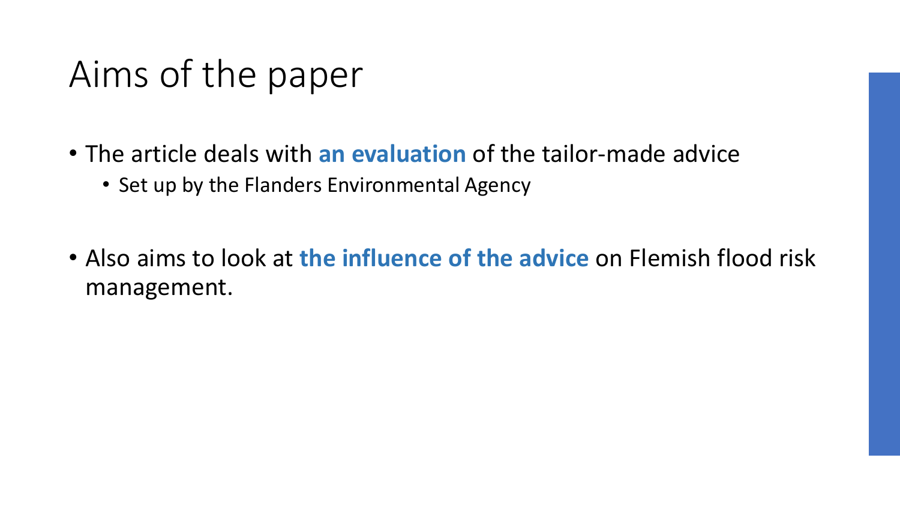# Aims of the paper

- The article deals with **an evaluation** of the tailor-made advice
  - Set up by the Flanders Environmental Agency

- Also aims to look at **the influence of the advice** on Flemish flood risk management.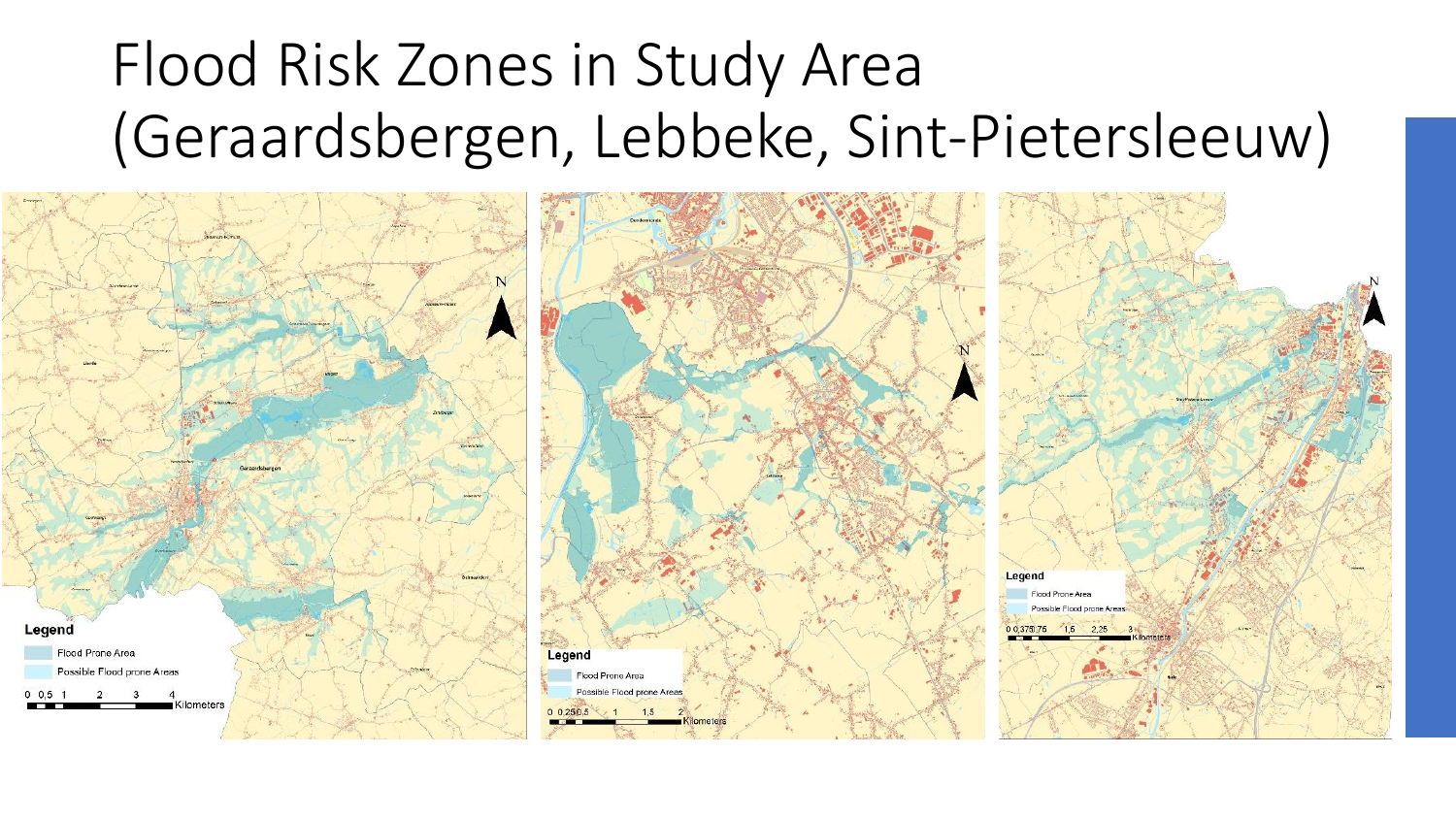# Flood Risk Zones in Study Area (Geraardsbergen, Lebbeke, Sint-Pietersleeuw)

Legend

Flood Prone Area

Possible Flood prone Areas

0 0,5 1 2 3 4 Kilometers

Legend

Flood Prone Area

Possible Flood prone Areas

0 0,250,5 1 1,5 2 Kilometers

Legend

Flood Prone Area

Possible Flood prone Areas

0 0,3750,75 1,5 2,25 3 Kilometers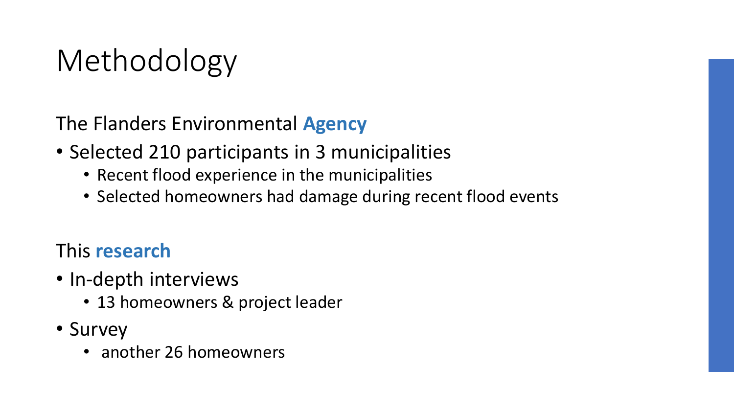# Methodology

The Flanders Environmental **Agency**

- Selected 210 participants in 3 municipalities
  - Recent flood experience in the municipalities
  - Selected homeowners had damage during recent flood events

This **research**

- In-depth interviews
  - 13 homeowners & project leader
- Survey
  - another 26 homeowners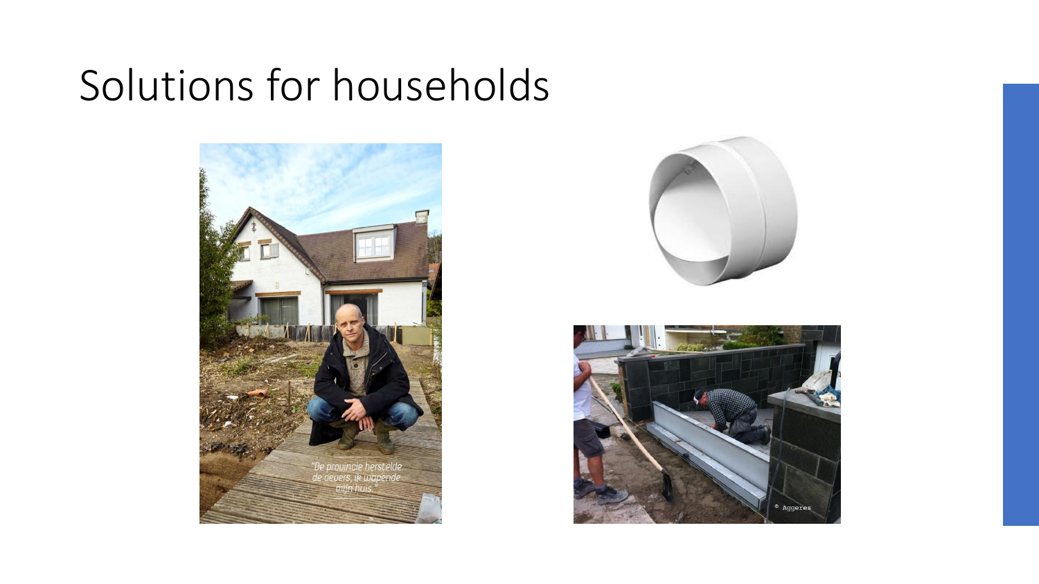# Solutions for households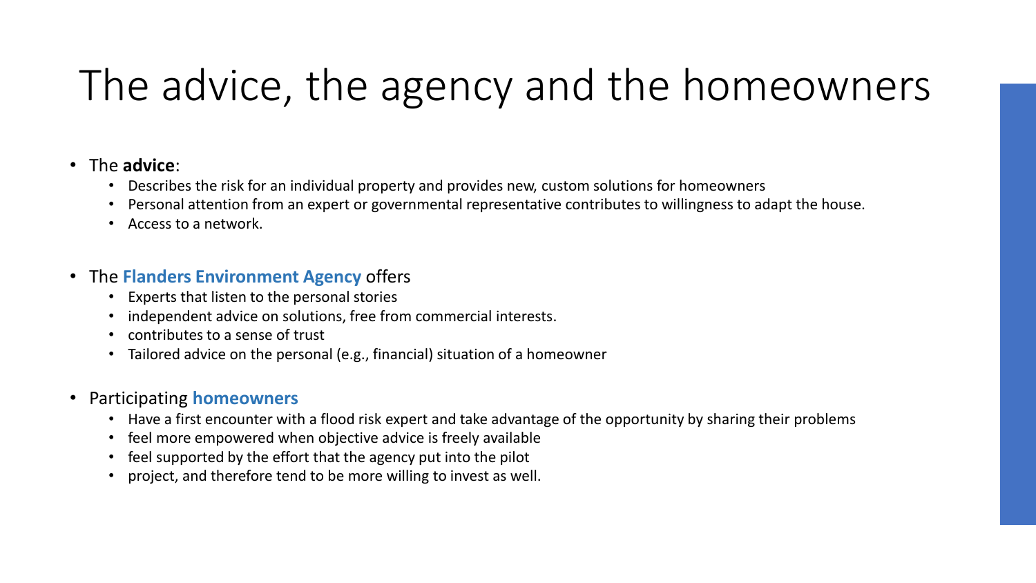# The advice, the agency and the homeowners

- The **advice**:
  - Describes the risk for an individual property and provides new, custom solutions for homeowners
  - Personal attention from an expert or governmental representative contributes to willingness to adapt the house.
  - Access to a network.

- The **Flanders Environment Agency** offers
  - Experts that listen to the personal stories
  - independent advice on solutions, free from commercial interests.
  - contributes to a sense of trust
  - Tailored advice on the personal (e.g., financial) situation of a homeowner

- Participating **homeowners**
  - Have a first encounter with a flood risk expert and take advantage of the opportunity by sharing their problems
  - feel more empowered when objective advice is freely available
  - feel supported by the effort that the agency put into the pilot
  - project, and therefore tend to be more willing to invest as well.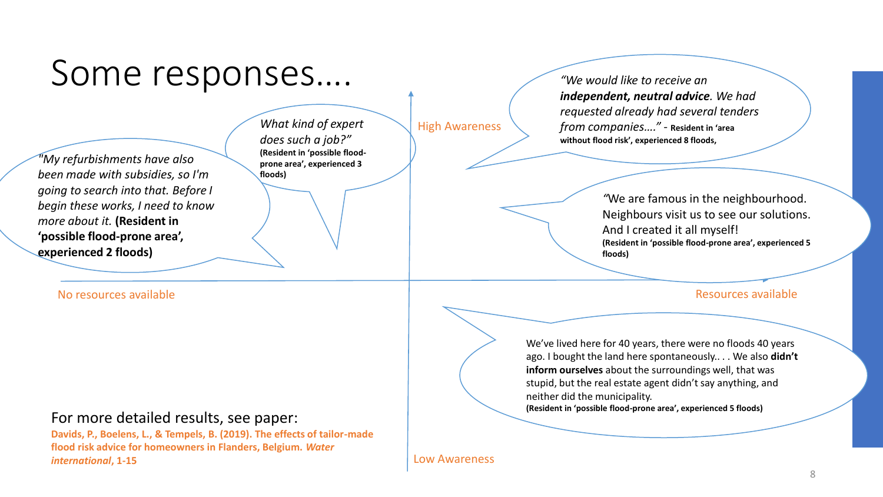# Some responses….

High Awareness

Low Awareness

No resources available

Resources available

*"My refurbishments have also been made with subsidies, so I'm going to search into that. Before I begin these works, I need to know more about it.* **(Resident in 'possible flood-prone area', experienced 2 floods)**

*What kind of expert does such a job?"* **(Resident in 'possible flood-prone area', experienced 3 floods)**

*"We would like to receive an* ***independent, neutral advice****. We had requested already had several tenders from companies...."* - **Resident in 'area without flood risk', experienced 8 floods,**

"We are famous in the neighbourhood. Neighbours visit us to see our solutions. And I created it all myself! **(Resident in 'possible flood-prone area', experienced 5 floods)**

We've lived here for 40 years, there were no floods 40 years ago. I bought the land here spontaneously.. . . We also **didn't inform ourselves** about the surroundings well, that was stupid, but the real estate agent didn't say anything, and neither did the municipality. **(Resident in 'possible flood-prone area', experienced 5 floods)**

For more detailed results, see paper:

**Davids, P., Boelens, L., & Tempels, B. (2019). The effects of tailor-made flood risk advice for homeowners in Flanders, Belgium. *Water international*, 1-15**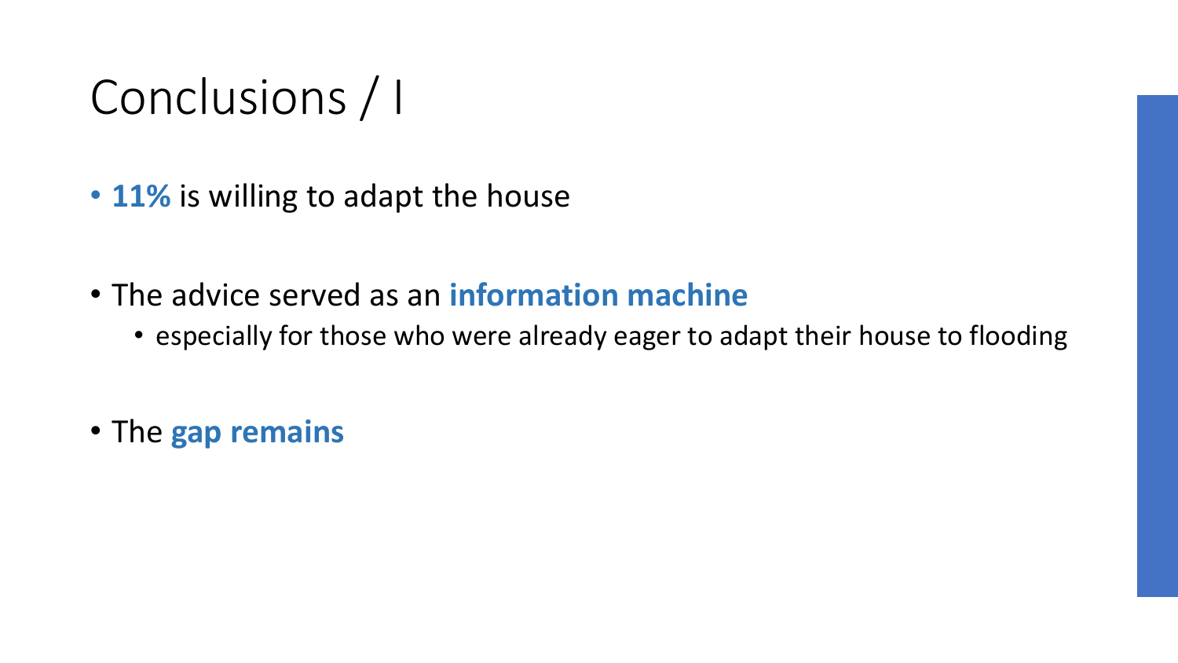# Conclusions / I

- **11%** is willing to adapt the house
- The advice served as an **information machine**
  - especially for those who were already eager to adapt their house to flooding
- The **gap remains**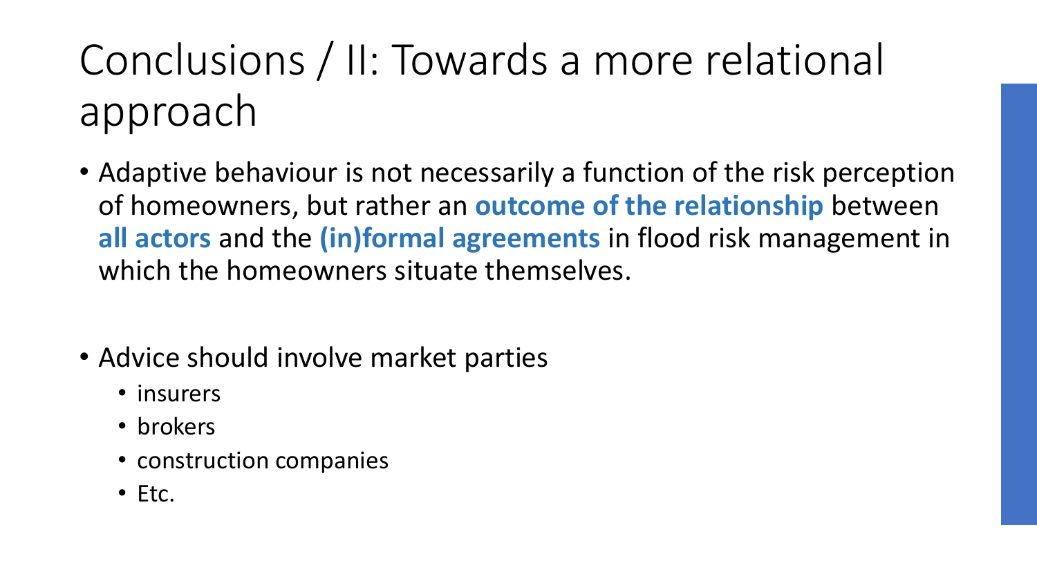# Conclusions / II: Towards a more relational approach

- Adaptive behaviour is not necessarily a function of the risk perception of homeowners, but rather an **outcome of the relationship** between **all actors** and the **(in)formal agreements** in flood risk management in which the homeowners situate themselves.

- Advice should involve market parties
  - insurers
  - brokers
  - construction companies
  - Etc.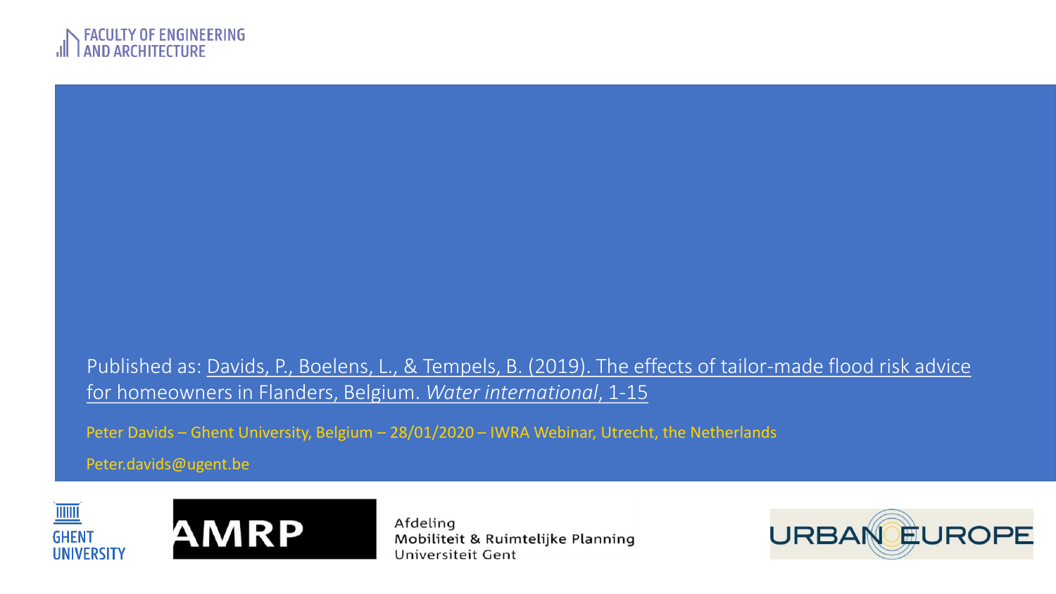FACULTY OF ENGINEERING AND ARCHITECTURE

Published as: Davids, P., Boelens, L., & Tempels, B. (2019). The effects of tailor-made flood risk advice for homeowners in Flanders, Belgium. *Water international*, 1-15

Peter Davids – Ghent University, Belgium – 28/01/2020 – IWRA Webinar, Utrecht, the Netherlands

Peter.davids@ugent.be

GHENT UNIVERSITY

AMRP

Afdeling Mobiliteit & Ruimtelijke Planning Universiteit Gent

URBAN EUROPE